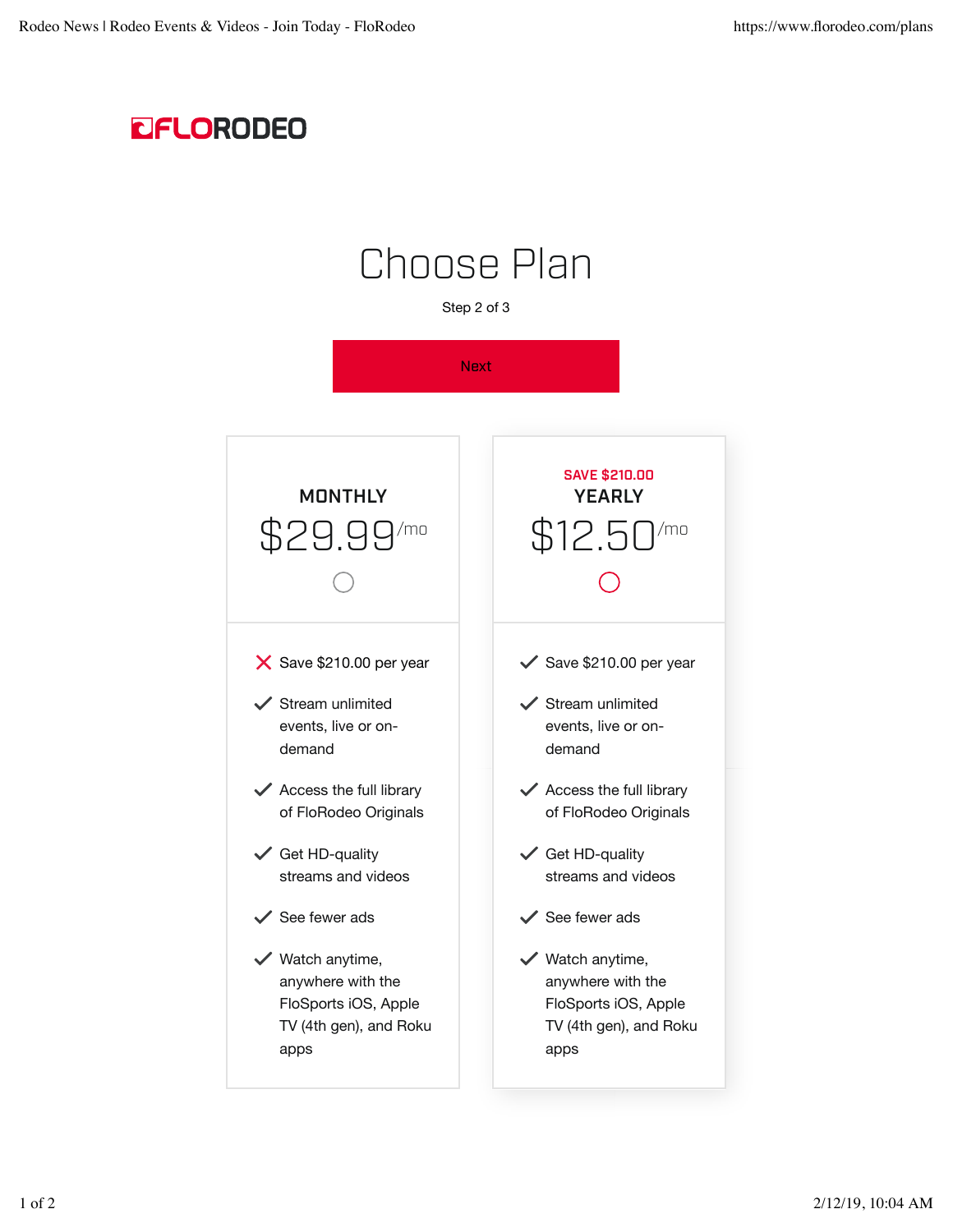FLORODEO

# Choose Plan

Step 2 of 3

Next

## MONTHLY

$29.99/mo

- ✗ Save $210.00 per year
- ✓ Stream unlimited events, live or on-demand
- ✓ Access the full library of FloRodeo Originals
- ✓ Get HD-quality streams and videos
- ✓ See fewer ads
- ✓ Watch anytime, anywhere with the FloSports iOS, Apple TV (4th gen), and Roku apps

## YEARLY

SAVE $210.00

$12.50/mo

- ✓ Save $210.00 per year
- ✓ Stream unlimited events, live or on-demand
- ✓ Access the full library of FloRodeo Originals
- ✓ Get HD-quality streams and videos
- ✓ See fewer ads
- ✓ Watch anytime, anywhere with the FloSports iOS, Apple TV (4th gen), and Roku apps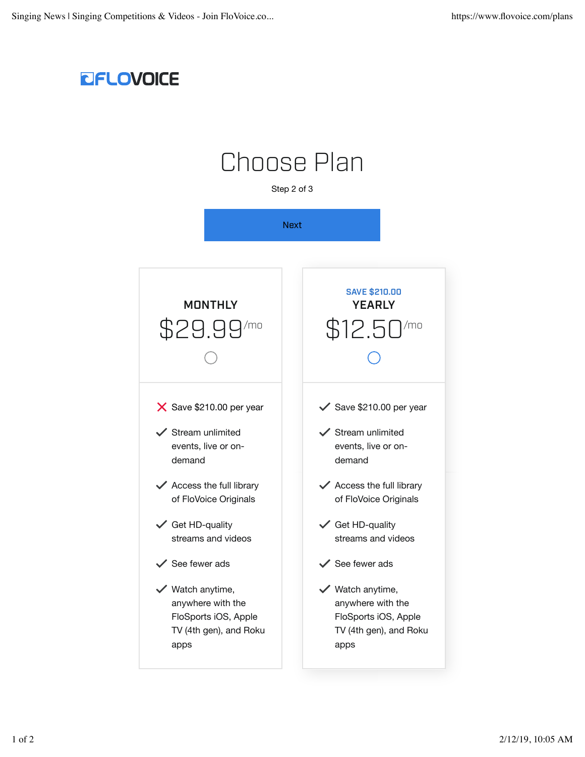FLOVOICE

# Choose Plan

Step 2 of 3

Next

## MONTHLY

$29.99/mo

- ✗ Save $210.00 per year
- ✓ Stream unlimited events, live or on-demand
- ✓ Access the full library of FloVoice Originals
- ✓ Get HD-quality streams and videos
- ✓ See fewer ads
- ✓ Watch anytime, anywhere with the FloSports iOS, Apple TV (4th gen), and Roku apps

## YEARLY

SAVE $210.00

$12.50/mo

- ✓ Save $210.00 per year
- ✓ Stream unlimited events, live or on-demand
- ✓ Access the full library of FloVoice Originals
- ✓ Get HD-quality streams and videos
- ✓ See fewer ads
- ✓ Watch anytime, anywhere with the FloSports iOS, Apple TV (4th gen), and Roku apps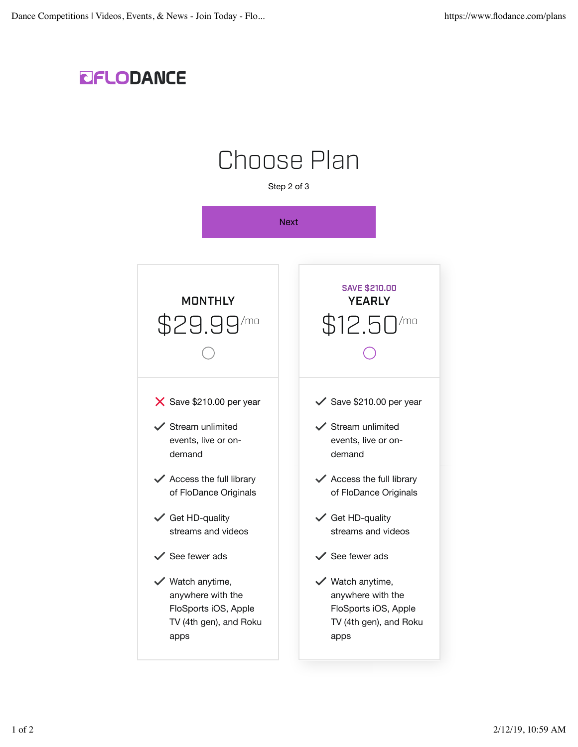FLODANCE

# Choose Plan

Step 2 of 3

Next

| MONTHLY | SAVE $210.00 YEARLY |
| --- | --- |
| $29.99/mo | $12.50/mo |
| ✗ Save $210.00 per year | ✓ Save $210.00 per year |
| ✓ Stream unlimited events, live or on-demand | ✓ Stream unlimited events, live or on-demand |
| ✓ Access the full library of FloDance Originals | ✓ Access the full library of FloDance Originals |
| ✓ Get HD-quality streams and videos | ✓ Get HD-quality streams and videos |
| ✓ See fewer ads | ✓ See fewer ads |
| ✓ Watch anytime, anywhere with the FloSports iOS, Apple TV (4th gen), and Roku apps | ✓ Watch anytime, anywhere with the FloSports iOS, Apple TV (4th gen), and Roku apps |